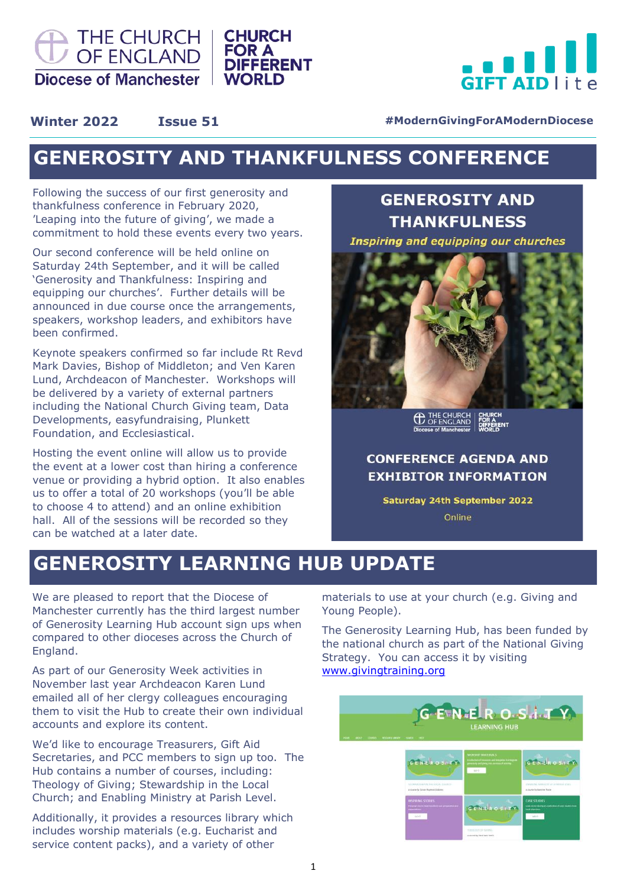THE CHURCH OF ENGLAND
Diocese of Manchester

CHURCH FOR A DIFFERENT WORLD

GIFT AID lite

**Winter 2022** **Issue 51** **#ModernGivingForAModernDiocese**

# GENEROSITY AND THANKFULNESS CONFERENCE

Following the success of our first generosity and thankfulness conference in February 2020, 'Leaping into the future of giving', we made a commitment to hold these events every two years.

Our second conference will be held online on Saturday 24th September, and it will be called 'Generosity and Thankfulness: Inspiring and equipping our churches'. Further details will be announced in due course once the arrangements, speakers, workshop leaders, and exhibitors have been confirmed.

Keynote speakers confirmed so far include Rt Revd Mark Davies, Bishop of Middleton; and Ven Karen Lund, Archdeacon of Manchester. Workshops will be delivered by a variety of external partners including the National Church Giving team, Data Developments, easyfundraising, Plunkett Foundation, and Ecclesiastical.

Hosting the event online will allow us to provide the event at a lower cost than hiring a conference venue or providing a hybrid option. It also enables us to offer a total of 20 workshops (you'll be able to choose 4 to attend) and an online exhibition hall. All of the sessions will be recorded so they can be watched at a later date.

**GENEROSITY AND THANKFULNESS**

*Inspiring and equipping our churches*

**CONFERENCE AGENDA AND EXHIBITOR INFORMATION**

**Saturday 24th September 2022**

Online

# GENEROSITY LEARNING HUB UPDATE

We are pleased to report that the Diocese of Manchester currently has the third largest number of Generosity Learning Hub account sign ups when compared to other dioceses across the Church of England.

As part of our Generosity Week activities in November last year Archdeacon Karen Lund emailed all of her clergy colleagues encouraging them to visit the Hub to create their own individual accounts and explore its content.

We'd like to encourage Treasurers, Gift Aid Secretaries, and PCC members to sign up too. The Hub contains a number of courses, including: Theology of Giving; Stewardship in the Local Church; and Enabling Ministry at Parish Level.

Additionally, it provides a resources library which includes worship materials (e.g. Eucharist and service content packs), and a variety of other materials to use at your church (e.g. Giving and Young People).

The Generosity Learning Hub, has been funded by the national church as part of the National Giving Strategy. You can access it by visiting www.givingtraining.org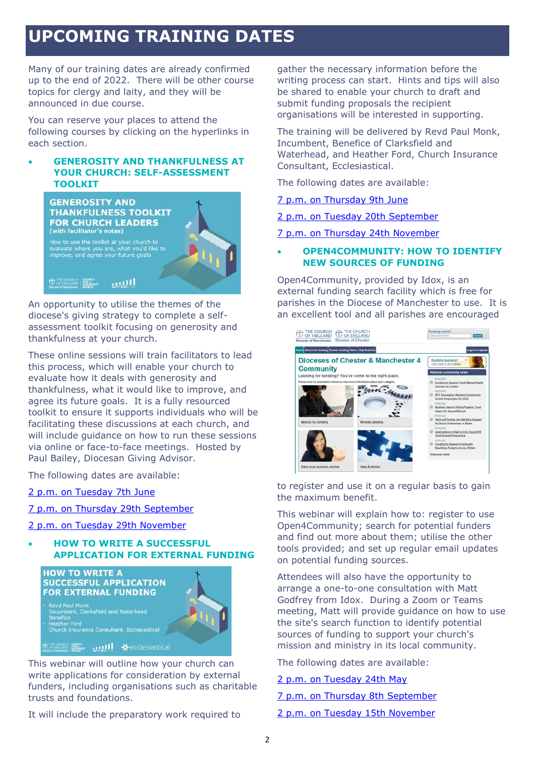# UPCOMING TRAINING DATES

Many of our training dates are already confirmed up to the end of 2022. There will be other course topics for clergy and laity, and they will be announced in due course.

You can reserve your places to attend the following courses by clicking on the hyperlinks in each section.

- **GENEROSITY AND THANKFULNESS AT YOUR CHURCH: SELF-ASSESSMENT TOOLKIT**

An opportunity to utilise the themes of the diocese's giving strategy to complete a self-assessment toolkit focusing on generosity and thankfulness at your church.

These online sessions will train facilitators to lead this process, which will enable your church to evaluate how it deals with generosity and thankfulness, what it would like to improve, and agree its future goals. It is a fully resourced toolkit to ensure it supports individuals who will be facilitating these discussions at each church, and will include guidance on how to run these sessions via online or face-to-face meetings. Hosted by Paul Bailey, Diocesan Giving Advisor.

The following dates are available:

2 p.m. on Tuesday 7th June

7 p.m. on Thursday 29th September

2 p.m. on Tuesday 29th November

- **HOW TO WRITE A SUCCESSFUL APPLICATION FOR EXTERNAL FUNDING**

This webinar will outline how your church can write applications for consideration by external funders, including organisations such as charitable trusts and foundations.

It will include the preparatory work required to gather the necessary information before the writing process can start. Hints and tips will also be shared to enable your church to draft and submit funding proposals the recipient organisations will be interested in supporting.

The training will be delivered by Revd Paul Monk, Incumbent, Benefice of Clarksfield and Waterhead, and Heather Ford, Church Insurance Consultant, Ecclesiastical.

The following dates are available:

7 p.m. on Thursday 9th June

2 p.m. on Tuesday 20th September

7 p.m. on Thursday 24th November

- **OPEN4COMMUNITY: HOW TO IDENTIFY NEW SOURCES OF FUNDING**

Open4Community, provided by Idox, is an external funding search facility which is free for parishes in the Diocese of Manchester to use. It is an excellent tool and all parishes are encouraged to register and use it on a regular basis to gain the maximum benefit.

This webinar will explain how to: register to use Open4Community; search for potential funders and find out more about them; utilise the other tools provided; and set up regular email updates on potential funding sources.

Attendees will also have the opportunity to arrange a one-to-one consultation with Matt Godfrey from Idox. During a Zoom or Teams meeting, Matt will provide guidance on how to use the site's search function to identify potential sources of funding to support your church's mission and ministry in its local community.

The following dates are available:

2 p.m. on Tuesday 24th May

7 p.m. on Thursday 8th September

2 p.m. on Tuesday 15th November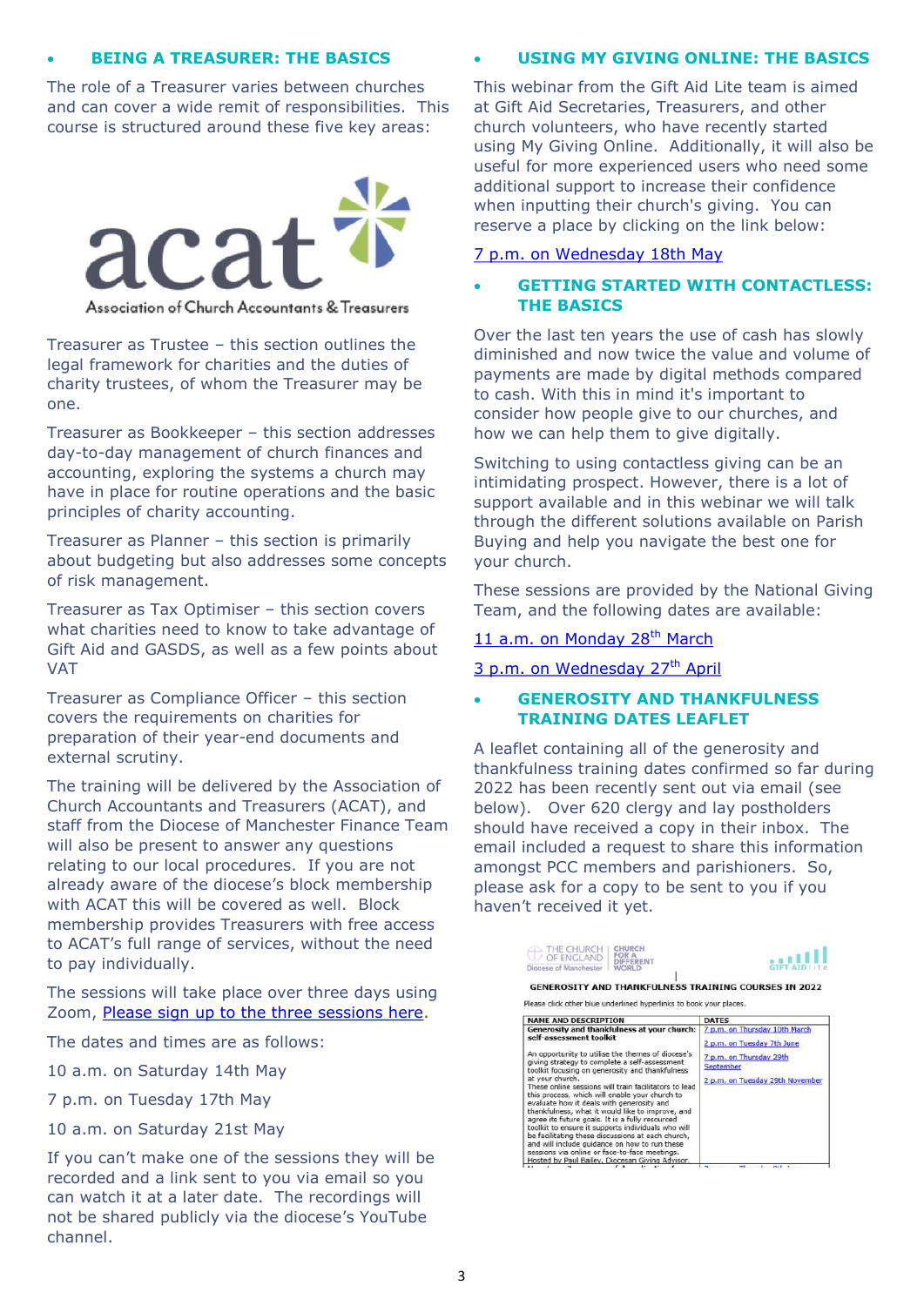## • BEING A TREASURER: THE BASICS

The role of a Treasurer varies between churches and can cover a wide remit of responsibilities. This course is structured around these five key areas:

acat
Association of Church Accountants & Treasurers

Treasurer as Trustee – this section outlines the legal framework for charities and the duties of charity trustees, of whom the Treasurer may be one.

Treasurer as Bookkeeper – this section addresses day-to-day management of church finances and accounting, exploring the systems a church may have in place for routine operations and the basic principles of charity accounting.

Treasurer as Planner – this section is primarily about budgeting but also addresses some concepts of risk management.

Treasurer as Tax Optimiser – this section covers what charities need to know to take advantage of Gift Aid and GASDS, as well as a few points about VAT

Treasurer as Compliance Officer – this section covers the requirements on charities for preparation of their year-end documents and external scrutiny.

The training will be delivered by the Association of Church Accountants and Treasurers (ACAT), and staff from the Diocese of Manchester Finance Team will also be present to answer any questions relating to our local procedures. If you are not already aware of the diocese's block membership with ACAT this will be covered as well. Block membership provides Treasurers with free access to ACAT's full range of services, without the need to pay individually.

The sessions will take place over three days using Zoom, Please sign up to the three sessions here.

The dates and times are as follows:

10 a.m. on Saturday 14th May

7 p.m. on Tuesday 17th May

10 a.m. on Saturday 21st May

If you can't make one of the sessions they will be recorded and a link sent to you via email so you can watch it at a later date. The recordings will not be shared publicly via the diocese's YouTube channel.

## • USING MY GIVING ONLINE: THE BASICS

This webinar from the Gift Aid Lite team is aimed at Gift Aid Secretaries, Treasurers, and other church volunteers, who have recently started using My Giving Online. Additionally, it will also be useful for more experienced users who need some additional support to increase their confidence when inputting their church's giving. You can reserve a place by clicking on the link below:

7 p.m. on Wednesday 18th May

## • GETTING STARTED WITH CONTACTLESS: THE BASICS

Over the last ten years the use of cash has slowly diminished and now twice the value and volume of payments are made by digital methods compared to cash. With this in mind it's important to consider how people give to our churches, and how we can help them to give digitally.

Switching to using contactless giving can be an intimidating prospect. However, there is a lot of support available and in this webinar we will talk through the different solutions available on Parish Buying and help you navigate the best one for your church.

These sessions are provided by the National Giving Team, and the following dates are available:

11 a.m. on Monday 28th March

3 p.m. on Wednesday 27th April

## • GENEROSITY AND THANKFULNESS TRAINING DATES LEAFLET

A leaflet containing all of the generosity and thankfulness training dates confirmed so far during 2022 has been recently sent out via email (see below). Over 620 clergy and lay postholders should have received a copy in their inbox. The email included a request to share this information amongst PCC members and parishioners. So, please ask for a copy to be sent to you if you haven't received it yet.

THE CHURCH OF ENGLAND Diocese of Manchester | CHURCH FOR A DIFFERENT WORLD | GIFT AID lite

**GENEROSITY AND THANKFULNESS TRAINING COURSES IN 2022**

Please click other blue underlined hyperlinks to book your places.

| NAME AND DESCRIPTION | DATES |
|---|---|
| **Generosity and thankfulness at your church: self-assessment toolkit**<br>An opportunity to utilise the themes of diocese's giving strategy to complete a self-assessment toolkit focusing on generosity and thankfulness at your church.<br>These online sessions will train facilitators to lead this process, which will enable your church to evaluate how it deals with generosity and thankfulness, what it would like to improve, and agree its future goals. It is a fully resourced toolkit to ensure it supports individuals who will be facilitating these discussions at each church, and will include guidance on how to run these sessions via online or face-to-face meetings.<br>Hosted by Paul Bailey, Diocesan Giving Advisor. | 7 p.m. on Thursday 10th March<br>2 p.m. on Tuesday 7th June<br>7 p.m. on Thursday 29th September<br>2 p.m. on Tuesday 29th November |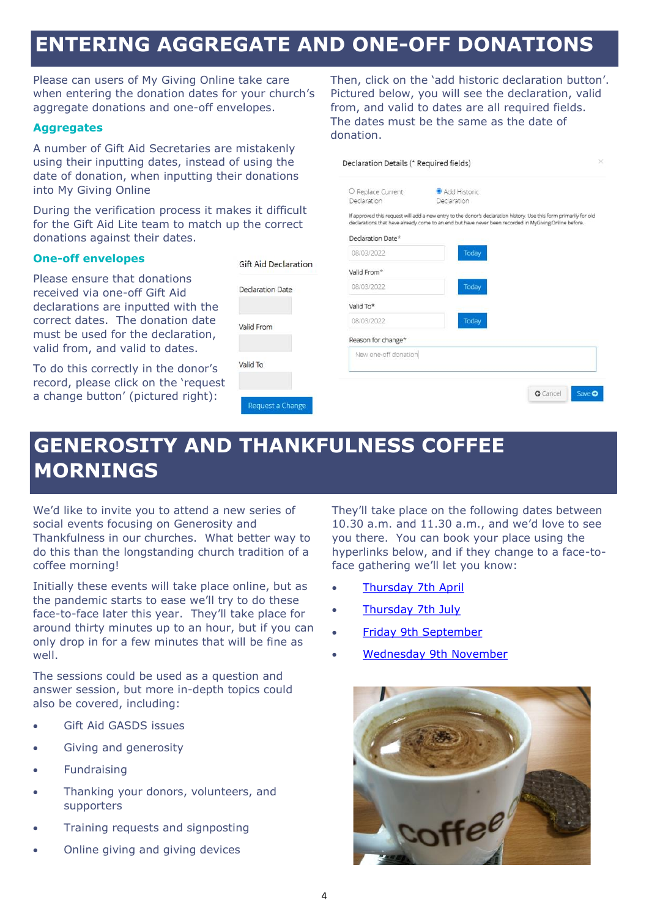# ENTERING AGGREGATE AND ONE-OFF DONATIONS

Please can users of My Giving Online take care when entering the donation dates for your church's aggregate donations and one-off envelopes.

## Aggregates

A number of Gift Aid Secretaries are mistakenly using their inputting dates, instead of using the date of donation, when inputting their donations into My Giving Online

During the verification process it makes it difficult for the Gift Aid Lite team to match up the correct donations against their dates.

## One-off envelopes

Please ensure that donations received via one-off Gift Aid declarations are inputted with the correct dates. The donation date must be used for the declaration, valid from, and valid to dates.

To do this correctly in the donor's record, please click on the 'request a change button' (pictured right):

Then, click on the 'add historic declaration button'. Pictured below, you will see the declaration, valid from, and valid to dates are all required fields. The dates must be the same as the date of donation.

# GENEROSITY AND THANKFULNESS COFFEE MORNINGS

We'd like to invite you to attend a new series of social events focusing on Generosity and Thankfulness in our churches. What better way to do this than the longstanding church tradition of a coffee morning!

Initially these events will take place online, but as the pandemic starts to ease we'll try to do these face-to-face later this year. They'll take place for around thirty minutes up to an hour, but if you can only drop in for a few minutes that will be fine as well.

The sessions could be used as a question and answer session, but more in-depth topics could also be covered, including:

- Gift Aid GASDS issues
- Giving and generosity
- Fundraising
- Thanking your donors, volunteers, and supporters
- Training requests and signposting
- Online giving and giving devices

They'll take place on the following dates between 10.30 a.m. and 11.30 a.m., and we'd love to see you there. You can book your place using the hyperlinks below, and if they change to a face-to-face gathering we'll let you know:

- Thursday 7th April
- Thursday 7th July
- Friday 9th September
- Wednesday 9th November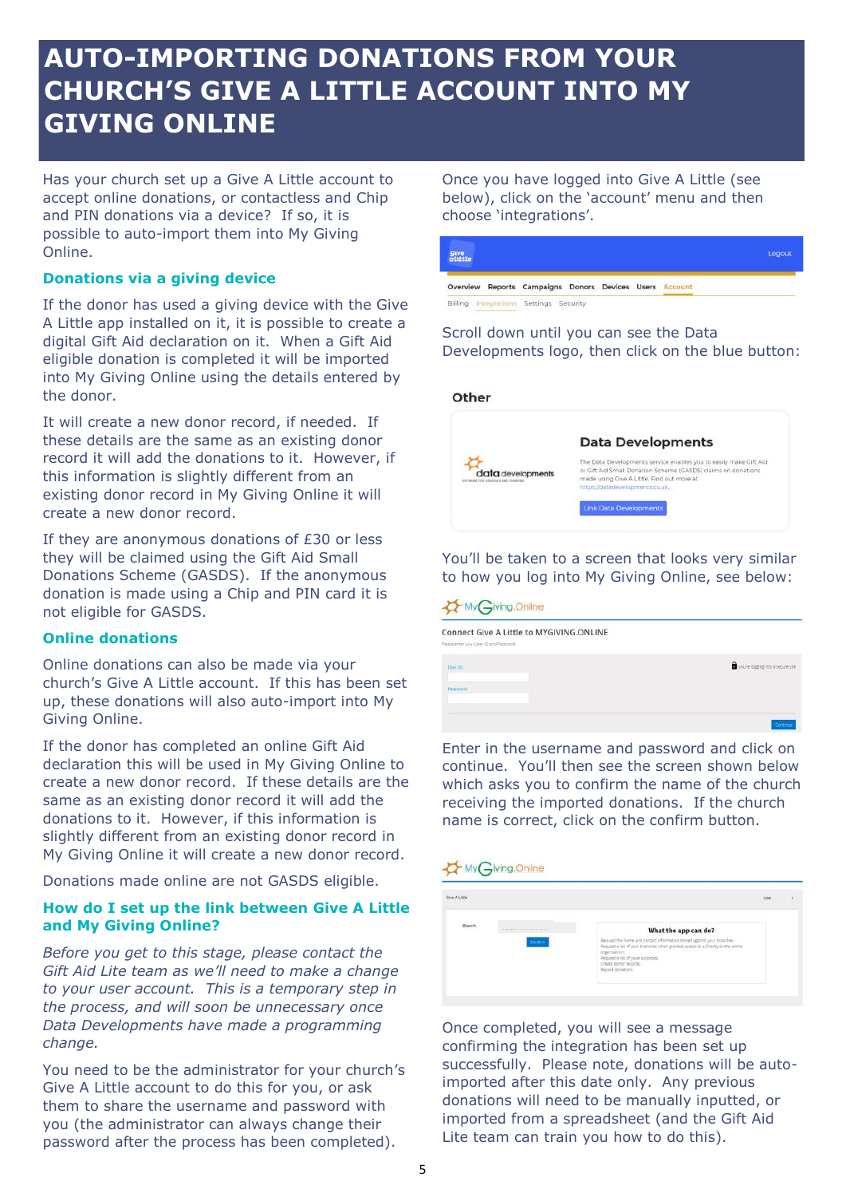# AUTO-IMPORTING DONATIONS FROM YOUR CHURCH'S GIVE A LITTLE ACCOUNT INTO MY GIVING ONLINE

Has your church set up a Give A Little account to accept online donations, or contactless and Chip and PIN donations via a device? If so, it is possible to auto-import them into My Giving Online.

## Donations via a giving device

If the donor has used a giving device with the Give A Little app installed on it, it is possible to create a digital Gift Aid declaration on it. When a Gift Aid eligible donation is completed it will be imported into My Giving Online using the details entered by the donor.

It will create a new donor record, if needed. If these details are the same as an existing donor record it will add the donations to it. However, if this information is slightly different from an existing donor record in My Giving Online it will create a new donor record.

If they are anonymous donations of £30 or less they will be claimed using the Gift Aid Small Donations Scheme (GASDS). If the anonymous donation is made using a Chip and PIN card it is not eligible for GASDS.

## Online donations

Online donations can also be made via your church's Give A Little account. If this has been set up, these donations will also auto-import into My Giving Online.

If the donor has completed an online Gift Aid declaration this will be used in My Giving Online to create a new donor record. If these details are the same as an existing donor record it will add the donations to it. However, if this information is slightly different from an existing donor record in My Giving Online it will create a new donor record.

Donations made online are not GASDS eligible.

## How do I set up the link between Give A Little and My Giving Online?

*Before you get to this stage, please contact the Gift Aid Lite team as we'll need to make a change to your user account. This is a temporary step in the process, and will soon be unnecessary once Data Developments have made a programming change.*

You need to be the administrator for your church's Give A Little account to do this for you, or ask them to share the username and password with you (the administrator can always change their password after the process has been completed).

Once you have logged into Give A Little (see below), click on the 'account' menu and then choose 'integrations'.

Scroll down until you can see the Data Developments logo, then click on the blue button:

You'll be taken to a screen that looks very similar to how you log into My Giving Online, see below:

Enter in the username and password and click on continue. You'll then see the screen shown below which asks you to confirm the name of the church receiving the imported donations. If the church name is correct, click on the confirm button.

Once completed, you will see a message confirming the integration has been set up successfully. Please note, donations will be auto-imported after this date only. Any previous donations will need to be manually inputted, or imported from a spreadsheet (and the Gift Aid Lite team can train you how to do this).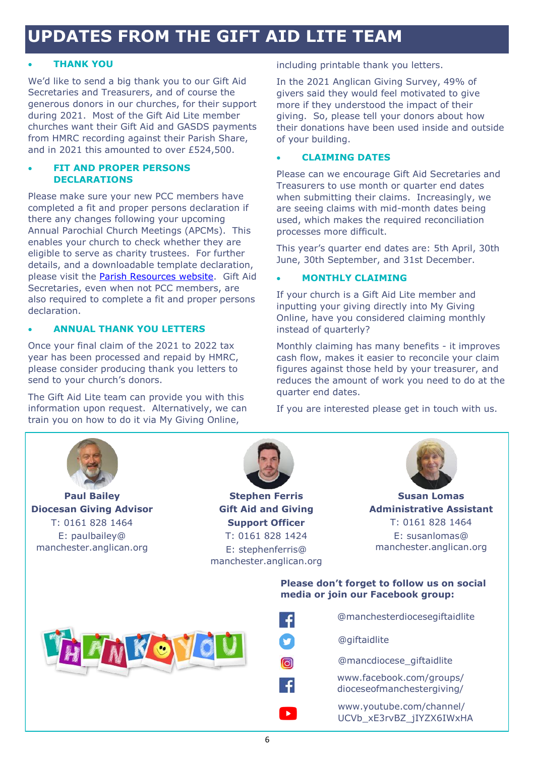# UPDATES FROM THE GIFT AID LITE TEAM

- **THANK YOU**

We'd like to send a big thank you to our Gift Aid Secretaries and Treasurers, and of course the generous donors in our churches, for their support during 2021. Most of the Gift Aid Lite member churches want their Gift Aid and GASDS payments from HMRC recording against their Parish Share, and in 2021 this amounted to over £524,500.

- **FIT AND PROPER PERSONS DECLARATIONS**

Please make sure your new PCC members have completed a fit and proper persons declaration if there any changes following your upcoming Annual Parochial Church Meetings (APCMs). This enables your church to check whether they are eligible to serve as charity trustees. For further details, and a downloadable template declaration, please visit the Parish Resources website. Gift Aid Secretaries, even when not PCC members, are also required to complete a fit and proper persons declaration.

- **ANNUAL THANK YOU LETTERS**

Once your final claim of the 2021 to 2022 tax year has been processed and repaid by HMRC, please consider producing thank you letters to send to your church's donors.

The Gift Aid Lite team can provide you with this information upon request. Alternatively, we can train you on how to do it via My Giving Online, including printable thank you letters.

In the 2021 Anglican Giving Survey, 49% of givers said they would feel motivated to give more if they understood the impact of their giving. So, please tell your donors about how their donations have been used inside and outside of your building.

- **CLAIMING DATES**

Please can we encourage Gift Aid Secretaries and Treasurers to use month or quarter end dates when submitting their claims. Increasingly, we are seeing claims with mid-month dates being used, which makes the required reconciliation processes more difficult.

This year's quarter end dates are: 5th April, 30th June, 30th September, and 31st December.

- **MONTHLY CLAIMING**

If your church is a Gift Aid Lite member and inputting your giving directly into My Giving Online, have you considered claiming monthly instead of quarterly?

Monthly claiming has many benefits - it improves cash flow, makes it easier to reconcile your claim figures against those held by your treasurer, and reduces the amount of work you need to do at the quarter end dates.

If you are interested please get in touch with us.

**Paul Bailey**
**Diocesan Giving Advisor**
T: 0161 828 1464
E: paulbailey@manchester.anglican.org

**Stephen Ferris**
**Gift Aid and Giving Support Officer**
T: 0161 828 1424
E: stephenferris@manchester.anglican.org

**Susan Lomas**
**Administrative Assistant**
T: 0161 828 1464
E: susanlomas@manchester.anglican.org

**Please don't forget to follow us on social media or join our Facebook group:**

@manchesterdiocesegiftaidlite

@giftaidlite

@mancdiocese_giftaidlite

www.facebook.com/groups/dioceseofmanchestergiving/

www.youtube.com/channel/UCVb_xE3rvBZ_jIYZX6IWxHA